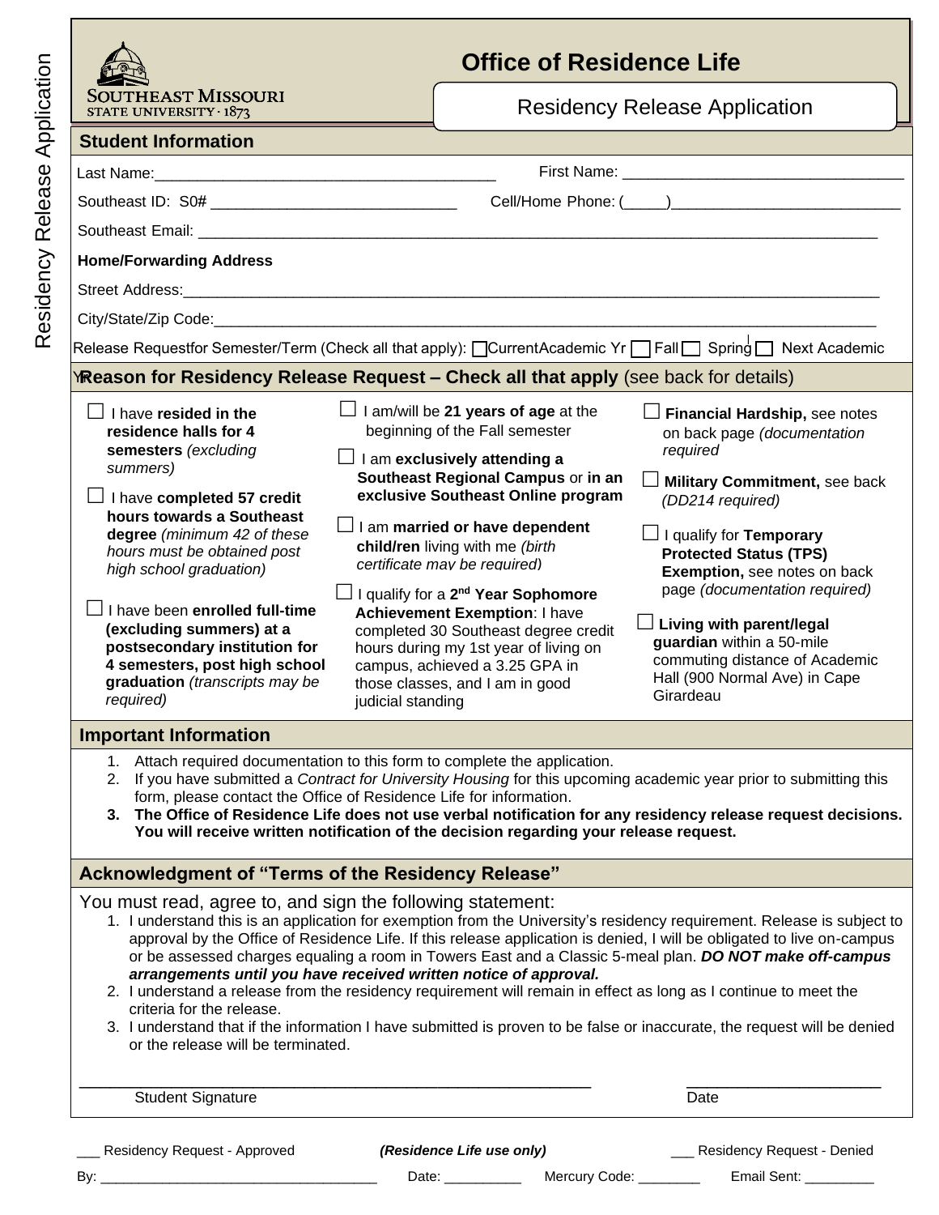Residency Release Application

SOUTHEAST MISSOURI STATE UNIVERSITY · 1873

# Office of Residence Life

## Residency Release Application

### Student Information

Last Name:________________________________________ First Name: ________________________________

Southeast ID: S0# ____________________________ Cell/Home Phone: (_____)__________________________

Southeast Email: ________________________________________________________________________________

**Home/Forwarding Address**

Street Address:__________________________________________________________________________________

City/State/Zip Code:_____________________________________________________________________________

Release Request for Semester/Term (Check all that apply): ☐ Current Academic Yr ☐ Fall ☐ Spring ☐ Next Academic Yr

### Reason for Residency Release Request – Check all that apply (see back for details)

☐ I have **resided in the residence halls for 4 semesters** *(excluding summers)*

☐ I have **completed 57 credit hours towards a Southeast degree** *(minimum 42 of these hours must be obtained post high school graduation)*

☐ I have been **enrolled full-time (excluding summers) at a postsecondary institution for 4 semesters, post high school graduation** *(transcripts may be required)*

☐ I am/will be **21 years of age** at the beginning of the Fall semester

☐ I am **exclusively attending a Southeast Regional Campus** or **in an exclusive Southeast Online program**

☐ I am **married or have dependent child/ren** living with me *(birth certificate may be required)*

☐ I qualify for a **2nd Year Sophomore Achievement Exemption**: I have completed 30 Southeast degree credit hours during my 1st year of living on campus, achieved a 3.25 GPA in those classes, and I am in good judicial standing

☐ **Financial Hardship,** see notes on back page *(documentation required)*

☐ **Military Commitment,** see back *(DD214 required)*

☐ I qualify for **Temporary Protected Status (TPS) Exemption,** see notes on back page *(documentation required)*

☐ **Living with parent/legal guardian** within a 50-mile commuting distance of Academic Hall (900 Normal Ave) in Cape Girardeau

### Important Information

1. Attach required documentation to this form to complete the application.
2. If you have submitted a *Contract for University Housing* for this upcoming academic year prior to submitting this form, please contact the Office of Residence Life for information.
3. **The Office of Residence Life does not use verbal notification for any residency release request decisions. You will receive written notification of the decision regarding your release request.**

### Acknowledgment of "Terms of the Residency Release"

You must read, agree to, and sign the following statement:

1. I understand this is an application for exemption from the University's residency requirement. Release is subject to approval by the Office of Residence Life. If this release application is denied, I will be obligated to live on-campus or be assessed charges equaling a room in Towers East and a Classic 5-meal plan. ***DO NOT make off-campus arrangements until you have received written notice of approval.***
2. I understand a release from the residency requirement will remain in effect as long as I continue to meet the criteria for the release.
3. I understand that if the information I have submitted is proven to be false or inaccurate, the request will be denied or the release will be terminated.

______________________________________________________ ______________________

Student Signature Date

___ Residency Request - Approved ***(Residence Life use only)*** ___ Residency Request - Denied

By: ___________________________________ Date: __________ Mercury Code: ________ Email Sent: _________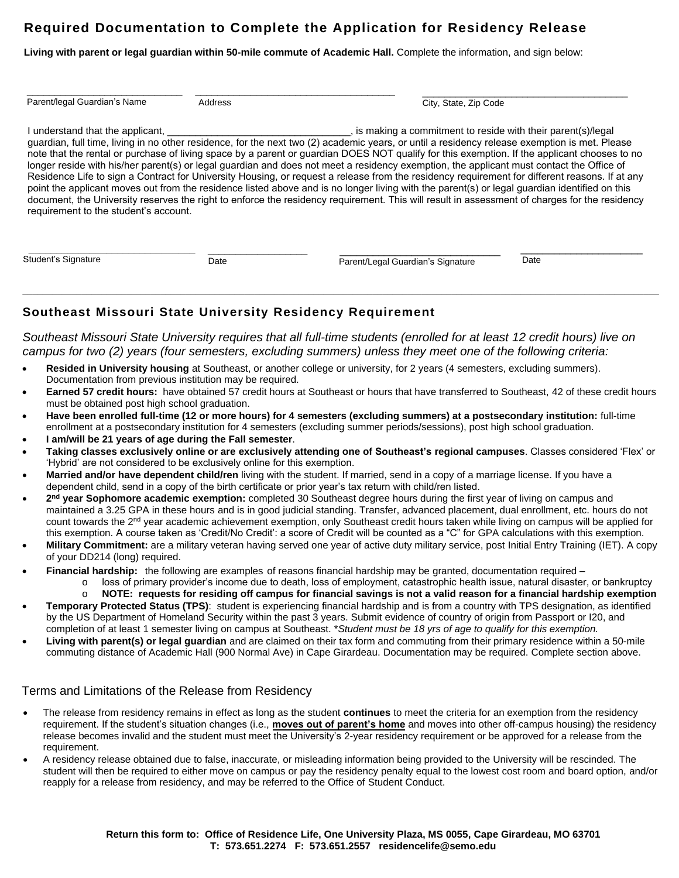## Required Documentation to Complete the Application for Residency Release

**Living with parent or legal guardian within 50-mile commute of Academic Hall.** Complete the information, and sign below:

\_\_\_\_\_\_\_\_\_\_\_\_\_\_\_\_\_\_\_\_\_\_\_\_\_\_\_\_\_\_ \_\_\_\_\_\_\_\_\_\_\_\_\_\_\_\_\_\_\_\_\_\_\_\_\_\_\_\_\_\_\_\_\_\_\_\_\_\_\_ \_\_\_\_\_\_\_\_\_\_\_\_\_\_\_\_\_\_\_\_\_\_\_\_\_\_\_\_\_\_\_\_\_\_\_\_\_\_\_\_

Parent/legal Guardian's Name | Address | City, State, Zip Code

I understand that the applicant, \_\_\_\_\_\_\_\_\_\_\_\_\_\_\_\_\_\_\_\_\_\_\_\_\_\_\_\_\_\_\_\_\_\_\_, is making a commitment to reside with their parent(s)/legal guardian, full time, living in no other residence, for the next two (2) academic years, or until a residency release exemption is met. Please note that the rental or purchase of living space by a parent or guardian DOES NOT qualify for this exemption. If the applicant chooses to no longer reside with his/her parent(s) or legal guardian and does not meet a residency exemption, the applicant must contact the Office of Residence Life to sign a Contract for University Housing, or request a release from the residency requirement for different reasons. If at any point the applicant moves out from the residence listed above and is no longer living with the parent(s) or legal guardian identified on this document, the University reserves the right to enforce the residency requirement. This will result in assessment of charges for the residency requirement to the student's account.

\_\_\_\_\_\_\_\_\_\_\_\_\_\_\_\_\_\_\_\_\_\_\_\_\_\_\_\_\_\_\_\_\_\_ \_\_\_\_\_\_\_\_\_\_\_\_\_\_\_\_\_\_\_\_ \_\_\_\_\_\_\_\_\_\_\_\_\_\_\_\_\_\_\_\_\_\_\_\_\_\_\_\_\_\_\_\_ \_\_\_\_\_\_\_\_\_\_\_\_\_\_\_\_\_\_\_\_\_\_\_\_\_\_

Student's Signature | Date | Parent/Legal Guardian's Signature | Date

---

## Southeast Missouri State University Residency Requirement

*Southeast Missouri State University requires that all full-time students (enrolled for at least 12 credit hours) live on campus for two (2) years (four semesters, excluding summers) unless they meet one of the following criteria:*

- **Resided in University housing** at Southeast, or another college or university, for 2 years (4 semesters, excluding summers). Documentation from previous institution may be required.
- **Earned 57 credit hours:** have obtained 57 credit hours at Southeast or hours that have transferred to Southeast, 42 of these credit hours must be obtained post high school graduation.
- **Have been enrolled full-time (12 or more hours) for 4 semesters (excluding summers) at a postsecondary institution:** full-time enrollment at a postsecondary institution for 4 semesters (excluding summer periods/sessions), post high school graduation.
- **I am/will be 21 years of age during the Fall semester**.
- **Taking classes exclusively online or are exclusively attending one of Southeast's regional campuses**. Classes considered 'Flex' or 'Hybrid' are not considered to be exclusively online for this exemption.
- **Married and/or have dependent child/ren** living with the student. If married, send in a copy of a marriage license. If you have a dependent child, send in a copy of the birth certificate or prior year's tax return with child/ren listed.
- **2nd year Sophomore academic exemption:** completed 30 Southeast degree hours during the first year of living on campus and maintained a 3.25 GPA in these hours and is in good judicial standing. Transfer, advanced placement, dual enrollment, etc. hours do not count towards the 2nd year academic achievement exemption, only Southeast credit hours taken while living on campus will be applied for this exemption. A course taken as 'Credit/No Credit': a score of Credit will be counted as a "C" for GPA calculations with this exemption.
- **Military Commitment:** are a military veteran having served one year of active duty military service, post Initial Entry Training (IET). A copy of your DD214 (long) required.
- **Financial hardship:** the following are examples of reasons financial hardship may be granted, documentation required –
  - loss of primary provider's income due to death, loss of employment, catastrophic health issue, natural disaster, or bankruptcy
  - **NOTE: requests for residing off campus for financial savings is not a valid reason for a financial hardship exemption**
- **Temporary Protected Status (TPS)**: student is experiencing financial hardship and is from a country with TPS designation, as identified by the US Department of Homeland Security within the past 3 years. Submit evidence of country of origin from Passport or I20, and completion of at least 1 semester living on campus at Southeast. \**Student must be 18 yrs of age to qualify for this exemption.*
- **Living with parent(s) or legal guardian** and are claimed on their tax form and commuting from their primary residence within a 50-mile commuting distance of Academic Hall (900 Normal Ave) in Cape Girardeau. Documentation may be required. Complete section above.

### Terms and Limitations of the Release from Residency

- The release from residency remains in effect as long as the student **continues** to meet the criteria for an exemption from the residency requirement. If the student's situation changes (i.e., **<u>moves out of parent's home</u>** and moves into other off-campus housing) the residency release becomes invalid and the student must meet the University's 2-year residency requirement or be approved for a release from the requirement.
- A residency release obtained due to false, inaccurate, or misleading information being provided to the University will be rescinded. The student will then be required to either move on campus or pay the residency penalty equal to the lowest cost room and board option, and/or reapply for a release from residency, and may be referred to the Office of Student Conduct.

**Return this form to: Office of Residence Life, One University Plaza, MS 0055, Cape Girardeau, MO 63701**
**T: 573.651.2274 F: 573.651.2557 residencelife@semo.edu**